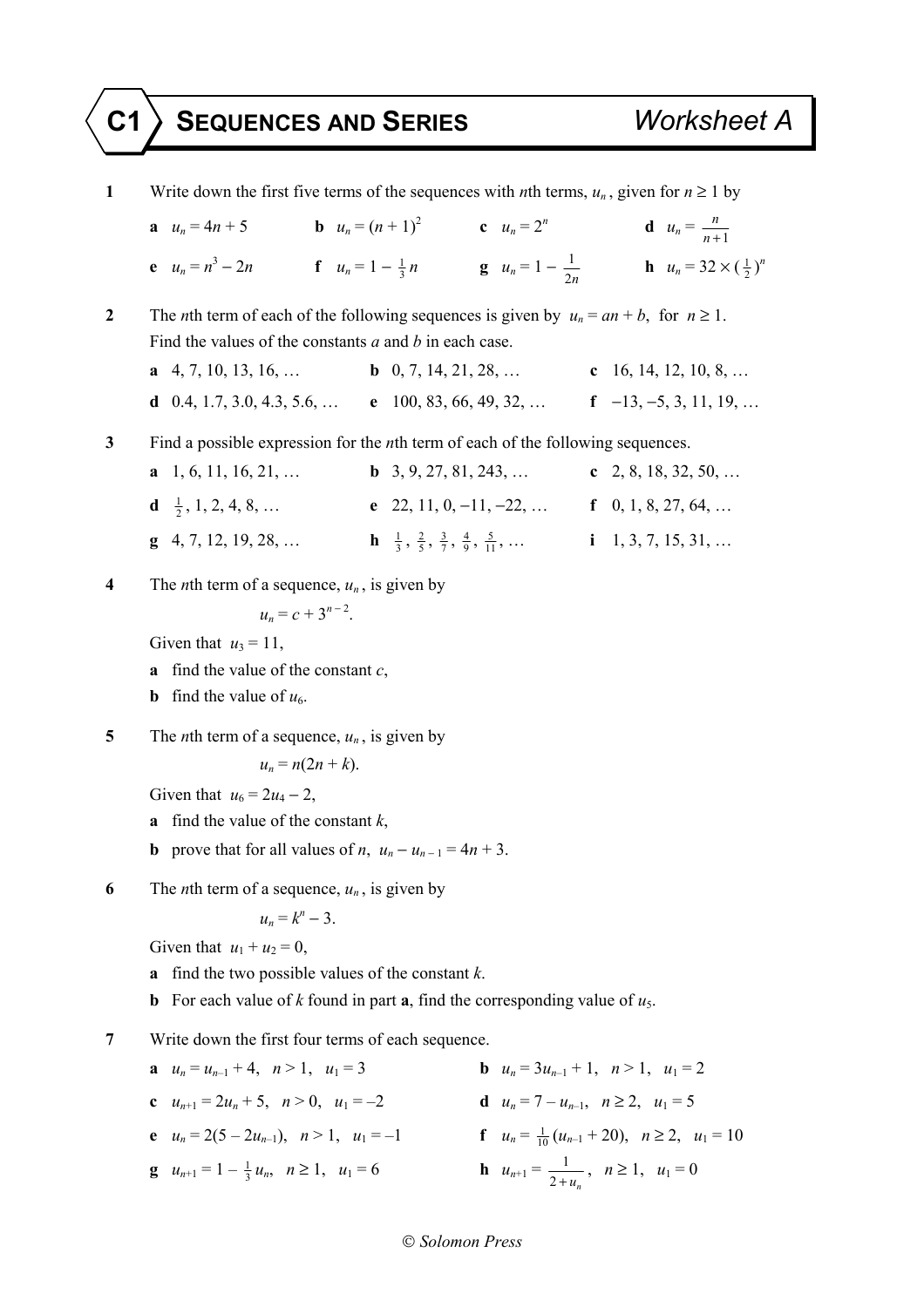# C1 SEQUENCES AND SERIES — Worksheet A

**1** Write down the first five terms of the sequences with $n$th terms, $u_n$, given for $n \geq 1$ by

**a** $u_n = 4n + 5$ **b** $u_n = (n + 1)^2$ **c** $u_n = 2^n$ **d** $u_n = \dfrac{n}{n+1}$

**e** $u_n = n^3 - 2n$ **f** $u_n = 1 - \frac{1}{3}n$ **g** $u_n = 1 - \dfrac{1}{2n}$ **h** $u_n = 32 \times (\frac{1}{2})^n$

**2** The $n$th term of each of the following sequences is given by $u_n = an + b$, for $n \geq 1$.
Find the values of the constants $a$ and $b$ in each case.

**a** 4, 7, 10, 13, 16, … **b** 0, 7, 14, 21, 28, … **c** 16, 14, 12, 10, 8, …

**d** 0.4, 1.7, 3.0, 4.3, 5.6, … **e** 100, 83, 66, 49, 32, … **f** −13, −5, 3, 11, 19, …

**3** Find a possible expression for the $n$th term of each of the following sequences.

**a** 1, 6, 11, 16, 21, … **b** 3, 9, 27, 81, 243, … **c** 2, 8, 18, 32, 50, …

**d** $\frac{1}{2}$, 1, 2, 4, 8, … **e** 22, 11, 0, −11, −22, … **f** 0, 1, 8, 27, 64, …

**g** 4, 7, 12, 19, 28, … **h** $\frac{1}{3}$, $\frac{2}{5}$, $\frac{3}{7}$, $\frac{4}{9}$, $\frac{5}{11}$, … **i** 1, 3, 7, 15, 31, …

**4** The $n$th term of a sequence, $u_n$, is given by

$$u_n = c + 3^{n-2}.$$

Given that $u_3 = 11$,

**a** find the value of the constant $c$,

**b** find the value of $u_6$.

**5** The $n$th term of a sequence, $u_n$, is given by

$$u_n = n(2n + k).$$

Given that $u_6 = 2u_4 - 2$,

**a** find the value of the constant $k$,

**b** prove that for all values of $n$, $u_n - u_{n-1} = 4n + 3$.

**6** The $n$th term of a sequence, $u_n$, is given by

$$u_n = k^n - 3.$$

Given that $u_1 + u_2 = 0$,

**a** find the two possible values of the constant $k$.

**b** For each value of $k$ found in part **a**, find the corresponding value of $u_5$.

**7** Write down the first four terms of each sequence.

**a** $u_n = u_{n-1} + 4$, $n > 1$, $u_1 = 3$ **b** $u_n = 3u_{n-1} + 1$, $n > 1$, $u_1 = 2$

**c** $u_{n+1} = 2u_n + 5$, $n > 0$, $u_1 = -2$ **d** $u_n = 7 - u_{n-1}$, $n \geq 2$, $u_1 = 5$

**e** $u_n = 2(5 - 2u_{n-1})$, $n > 1$, $u_1 = -1$ **f** $u_n = \frac{1}{10}(u_{n-1} + 20)$, $n \geq 2$, $u_1 = 10$

**g** $u_{n+1} = 1 - \frac{1}{3}u_n$, $n \geq 1$, $u_1 = 6$ **h** $u_{n+1} = \dfrac{1}{2 + u_n}$, $n \geq 1$, $u_1 = 0$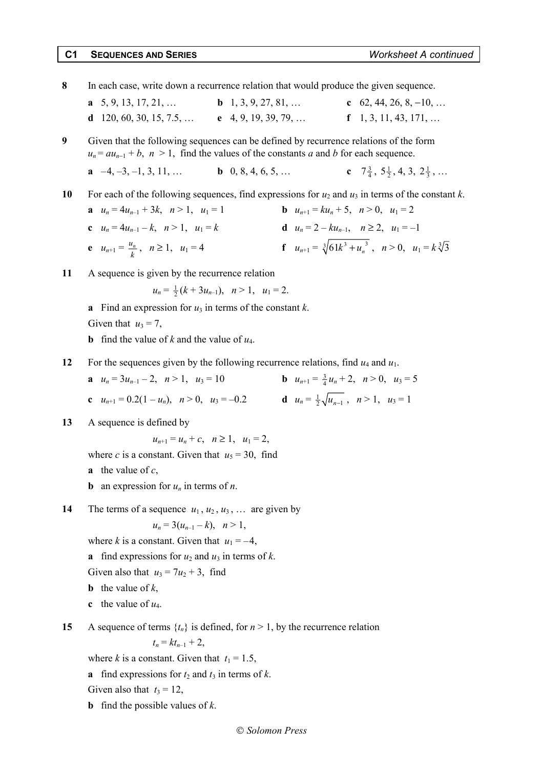**8** In each case, write down a recurrence relation that would produce the given sequence.

**a** 5, 9, 13, 17, 21, … **b** 1, 3, 9, 27, 81, … **c** 62, 44, 26, 8, −10, …

**d** 120, 60, 30, 15, 7.5, … **e** 4, 9, 19, 39, 79, … **f** 1, 3, 11, 43, 171, …

**9** Given that the following sequences can be defined by recurrence relations of the form $u_n = au_{n-1} + b$, $n > 1$, find the values of the constants $a$ and $b$ for each sequence.

**a** –4, –3, –1, 3, 11, … **b** 0, 8, 4, 6, 5, … **c** $7\frac{3}{4}$, $5\frac{1}{2}$, 4, 3, $2\frac{1}{3}$, …

**10** For each of the following sequences, find expressions for $u_2$ and $u_3$ in terms of the constant $k$.

**a** $u_n = 4u_{n-1} + 3k$, $n > 1$, $u_1 = 1$ **b** $u_{n+1} = ku_n + 5$, $n > 0$, $u_1 = 2$

**c** $u_n = 4u_{n-1} - k$, $n > 1$, $u_1 = k$ **d** $u_n = 2 - ku_{n-1}$, $n \geq 2$, $u_1 = -1$

**e** $u_{n+1} = \frac{u_n}{k}$, $n \geq 1$, $u_1 = 4$ **f** $u_{n+1} = \sqrt[3]{61k^3 + u_n^{\,3}}$, $n > 0$, $u_1 = k\sqrt[3]{3}$

**11** A sequence is given by the recurrence relation

$$u_n = \tfrac{1}{2}(k + 3u_{n-1}), \quad n > 1, \quad u_1 = 2.$$

**a** Find an expression for $u_3$ in terms of the constant $k$.

Given that $u_3 = 7$,

**b** find the value of $k$ and the value of $u_4$.

**12** For the sequences given by the following recurrence relations, find $u_4$ and $u_1$.

**a** $u_n = 3u_{n-1} - 2$, $n > 1$, $u_3 = 10$ **b** $u_{n+1} = \frac{3}{4}u_n + 2$, $n > 0$, $u_3 = 5$

**c** $u_{n+1} = 0.2(1 - u_n)$, $n > 0$, $u_3 = -0.2$ **d** $u_n = \frac{1}{2}\sqrt{u_{n-1}}$, $n > 1$, $u_3 = 1$

**13** A sequence is defined by

$$u_{n+1} = u_n + c, \quad n \geq 1, \quad u_1 = 2,$$

where $c$ is a constant. Given that $u_5 = 30$, find

**a** the value of $c$,

**b** an expression for $u_n$ in terms of $n$.

**14** The terms of a sequence $u_1, u_2, u_3, \ldots$ are given by

$$u_n = 3(u_{n-1} - k), \quad n > 1,$$

where $k$ is a constant. Given that $u_1 = -4$,

**a** find expressions for $u_2$ and $u_3$ in terms of $k$.

Given also that $u_3 = 7u_2 + 3$, find

**b** the value of $k$,

**c** the value of $u_4$.

**15** A sequence of terms $\{t_n\}$ is defined, for $n > 1$, by the recurrence relation

$$t_n = kt_{n-1} + 2,$$

where $k$ is a constant. Given that $t_1 = 1.5$,

**a** find expressions for $t_2$ and $t_3$ in terms of $k$.

Given also that $t_3 = 12$,

**b** find the possible values of $k$.